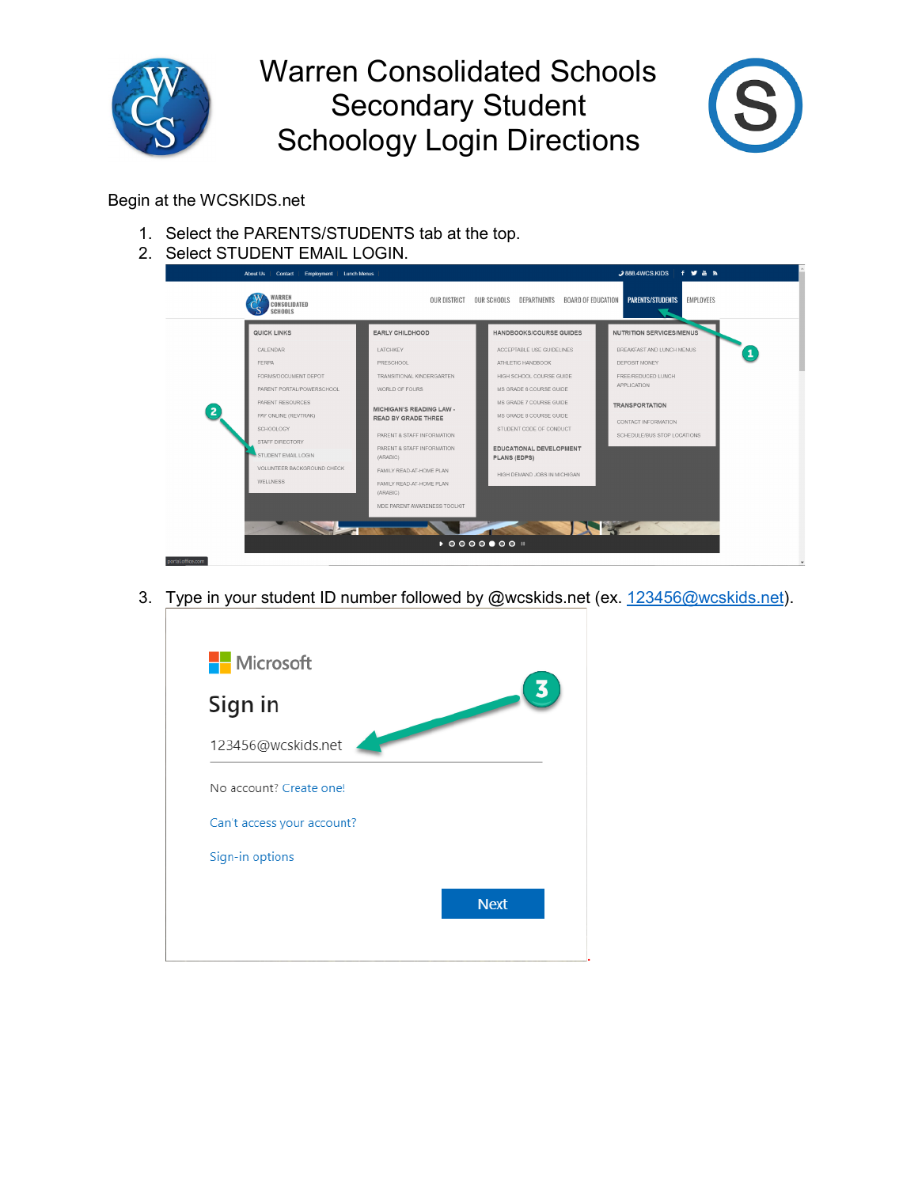# Warren Consolidated Schools Secondary Student Schoology Login Directions

Begin at the WCSKIDS.net

1. Select the PARENTS/STUDENTS tab at the top.
2. Select STUDENT EMAIL LOGIN.

3. Type in your student ID number followed by @wcskids.net (ex. 123456@wcskids.net).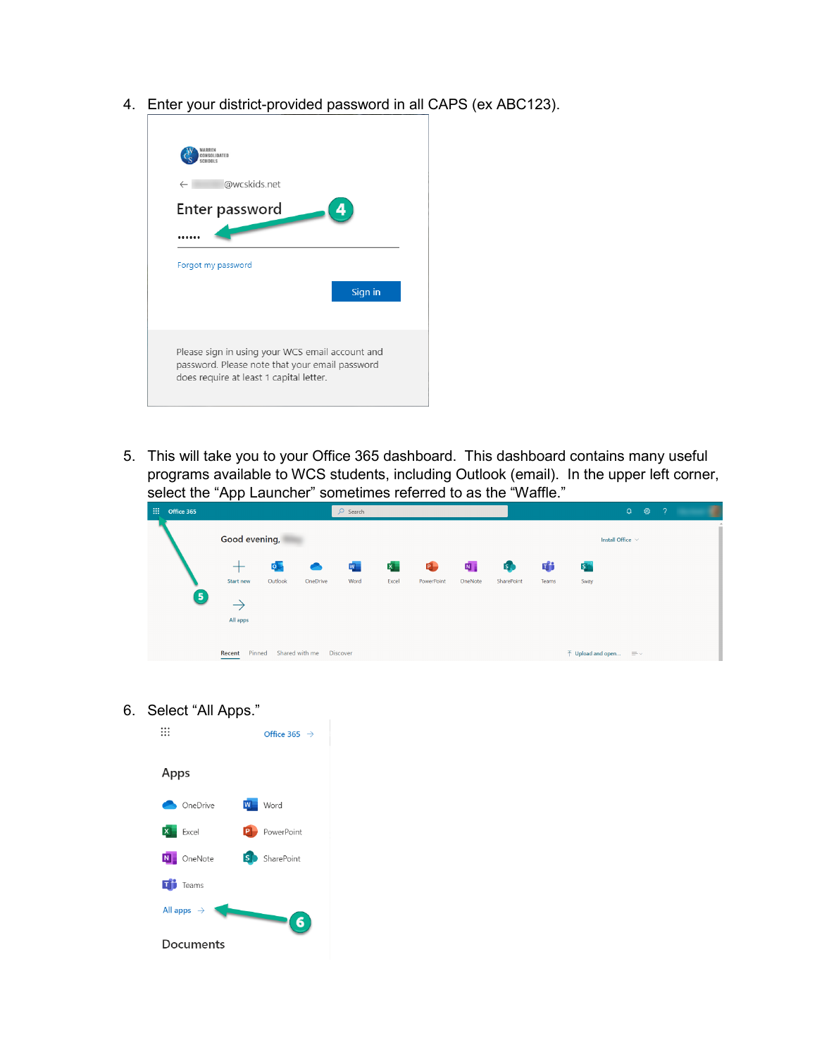4. Enter your district-provided password in all CAPS (ex ABC123).

5. This will take you to your Office 365 dashboard. This dashboard contains many useful programs available to WCS students, including Outlook (email). In the upper left corner, select the "App Launcher" sometimes referred to as the "Waffle."

6. Select "All Apps."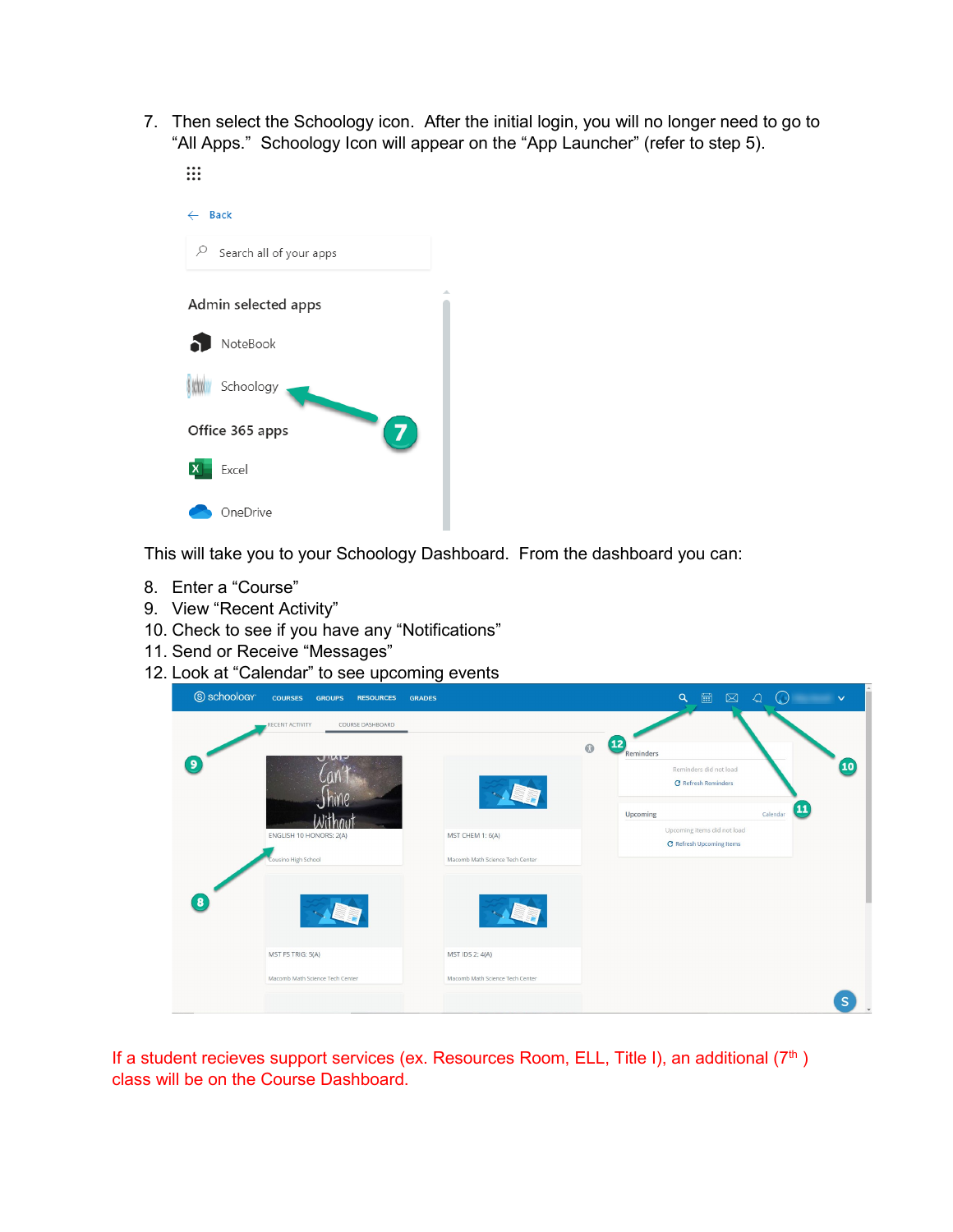7. Then select the Schoology icon. After the initial login, you will no longer need to go to "All Apps." Schoology Icon will appear on the "App Launcher" (refer to step 5).

This will take you to your Schoology Dashboard. From the dashboard you can:

8. Enter a "Course"
9. View "Recent Activity"
10. Check to see if you have any "Notifications"
11. Send or Receive "Messages"
12. Look at "Calendar" to see upcoming events

If a student recieves support services (ex. Resources Room, ELL, Title I), an additional (7th) class will be on the Course Dashboard.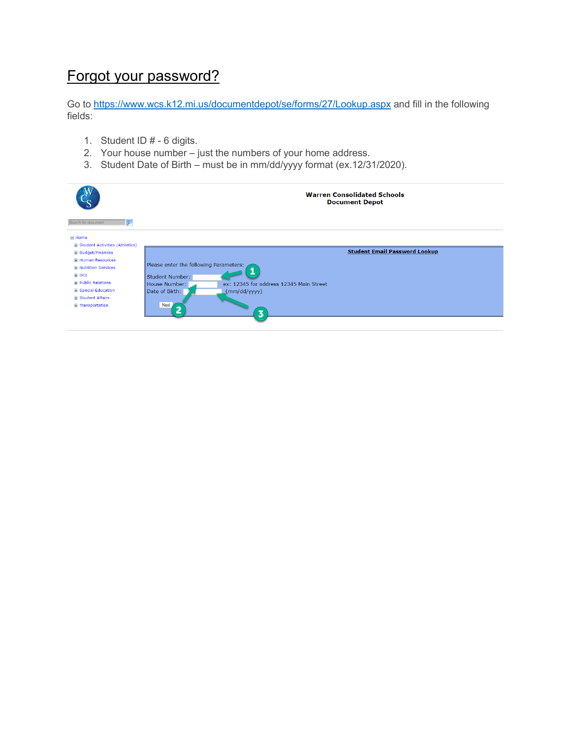# Forgot your password?

Go to https://www.wcs.k12.mi.us/documentdepot/se/forms/27/Lookup.aspx and fill in the following fields:

1. Student ID # - 6 digits.
2. Your house number – just the numbers of your home address.
3. Student Date of Birth – must be in mm/dd/yyyy format (ex.12/31/2020).

Warren Consolidated Schools
Document Depot

Search for document

- Home
  - Student Activities (Athletics)
  - Budget/Finances
  - Human Resources
  - Nutrition Services
  - OCI
  - Public Relations
  - Special Education
  - Student Affairs
  - Transportation

**Student Email Password Lookup**

Please enter the following Parameters:

Student Number:

House Number: ex: 12345 for address 12345 Main Street

Date of Birth: (mm/dd/yyyy)

Next

1

2

3